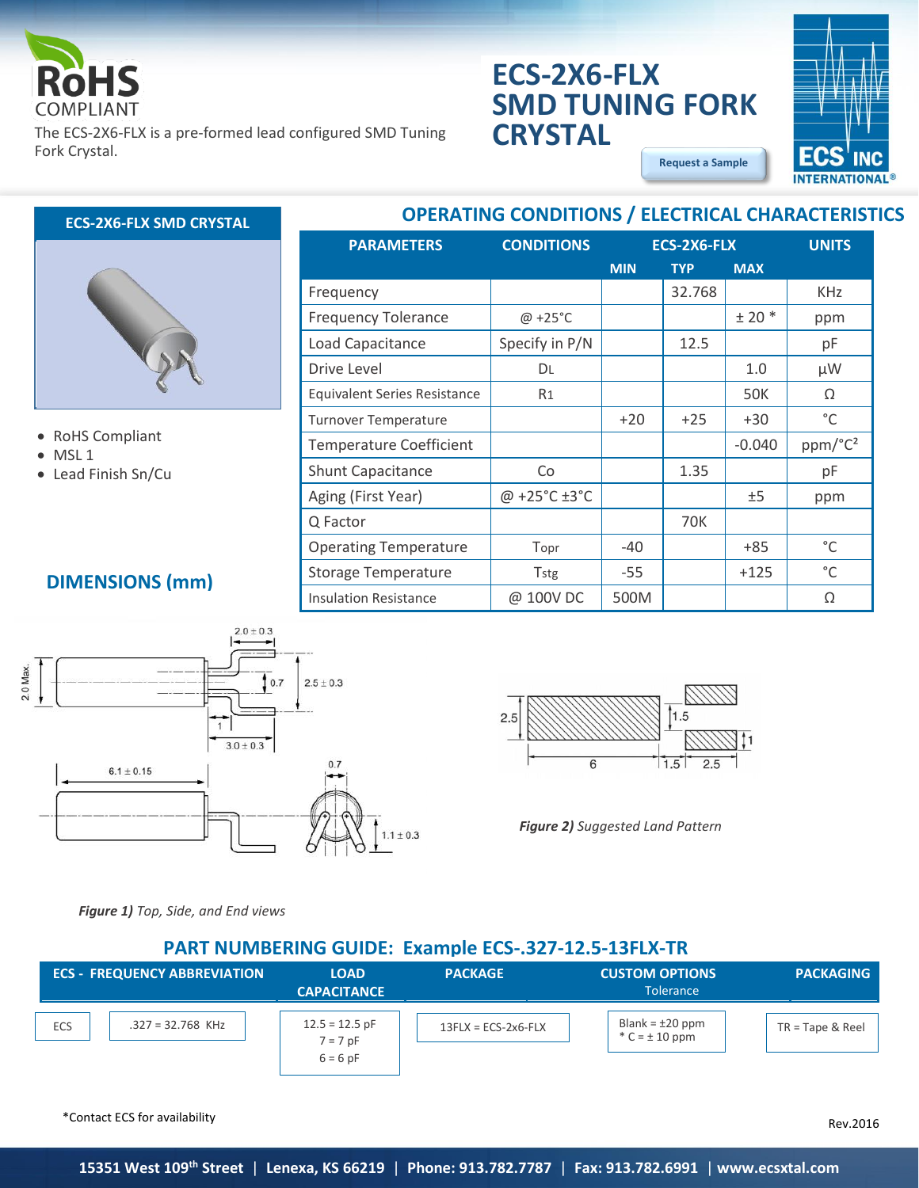RoHS COMPLIANT

The ECS-2X6-FLX is a pre-formed lead configured SMD Tuning Fork Crystal.

# ECS-2X6-FLX SMD TUNING FORK CRYSTAL

Request a Sample

## ECS-2X6-FLX SMD CRYSTAL

- RoHS Compliant
- MSL 1
- Lead Finish Sn/Cu

## OPERATING CONDITIONS / ELECTRICAL CHARACTERISTICS

| PARAMETERS | CONDITIONS | ECS-2X6-FLX | | | UNITS |
|---|---|---|---|---|---|
| | | MIN | TYP | MAX | |
| Frequency | | | 32.768 | | KHz |
| Frequency Tolerance | @ +25°C | | | ± 20 * | ppm |
| Load Capacitance | Specify in P/N | | 12.5 | | pF |
| Drive Level | $D_L$ | | | 1.0 | µW |
| Equivalent Series Resistance | $R_1$ | | | 50K | Ω |
| Turnover Temperature | | +20 | +25 | +30 | °C |
| Temperature Coefficient | | | | -0.040 | ppm/°C² |
| Shunt Capacitance | Co | | 1.35 | | pF |
| Aging (First Year) | @ +25°C ±3°C | | | ±5 | ppm |
| Q Factor | | | 70K | | |
| Operating Temperature | Topr | -40 | | +85 | °C |
| Storage Temperature | Tstg | -55 | | +125 | °C |
| Insulation Resistance | @ 100V DC | 500M | | | Ω |

## DIMENSIONS (mm)

*Figure 1)* Top, Side, and End views

*Figure 2)* Suggested Land Pattern

## PART NUMBERING GUIDE: Example ECS-.327-12.5-13FLX-TR

| ECS - FREQUENCY ABBREVIATION | | LOAD CAPACITANCE | PACKAGE | CUSTOM OPTIONS Tolerance | PACKAGING |
|---|---|---|---|---|---|
| ECS | .327 = 32.768 KHz | 12.5 = 12.5 pF<br>7 = 7 pF<br>6 = 6 pF | 13FLX = ECS-2x6-FLX | Blank = ±20 ppm<br>* C = ± 10 ppm | TR = Tape & Reel |

*Contact ECS for availability

Rev.2016

15351 West 109th Street | Lenexa, KS 66219 | Phone: 913.782.7787 | Fax: 913.782.6991 | www.ecsxtal.com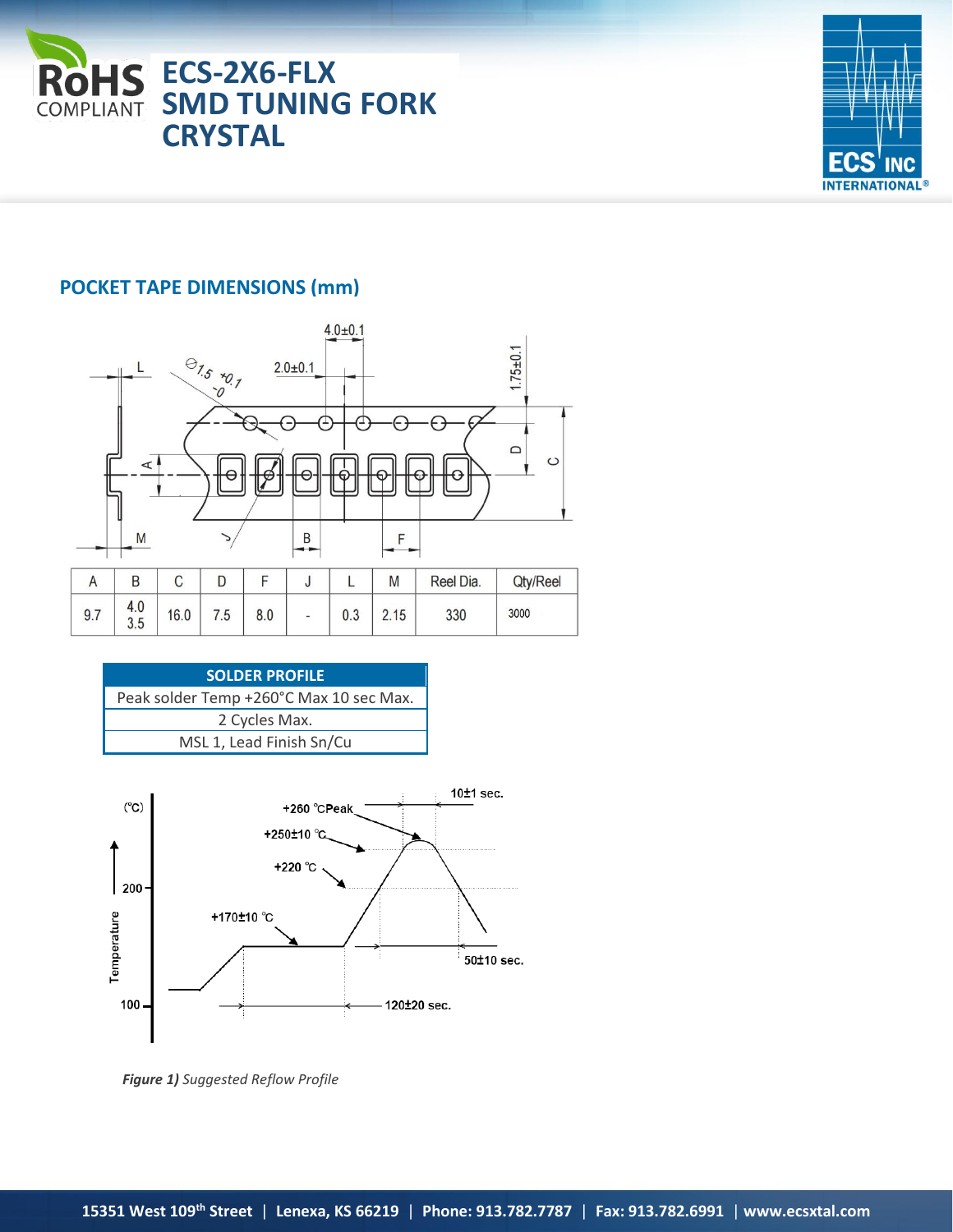# ECS-2X6-FLX SMD TUNING FORK CRYSTAL

## POCKET TAPE DIMENSIONS (mm)

4.0±0.1

2.0±0.1

Ø1.5 +0.1 -0

1.75±0.1

L

A

J

M

B

F

D

C

| A | B | C | D | F | J | L | M | Reel Dia. | Qty/Reel |
|---|---|---|---|---|---|---|---|---|---|
| 9.7 | 4.0<br>3.5 | 16.0 | 7.5 | 8.0 | - | 0.3 | 2.15 | 330 | 3000 |

| SOLDER PROFILE |
|---|
| Peak solder Temp +260°C Max 10 sec Max. |
| 2 Cycles Max. |
| MSL 1, Lead Finish Sn/Cu |

(℃)

Temperature

200

100

10±1 sec.

+260 ℃Peak

+250±10 ℃

+220 ℃

+170±10 ℃

50±10 sec.

120±20 sec.

***Figure 1)*** *Suggested Reflow Profile*

15351 West 109th Street | Lenexa, KS 66219 | Phone: 913.782.7787 | Fax: 913.782.6991 | www.ecsxtal.com